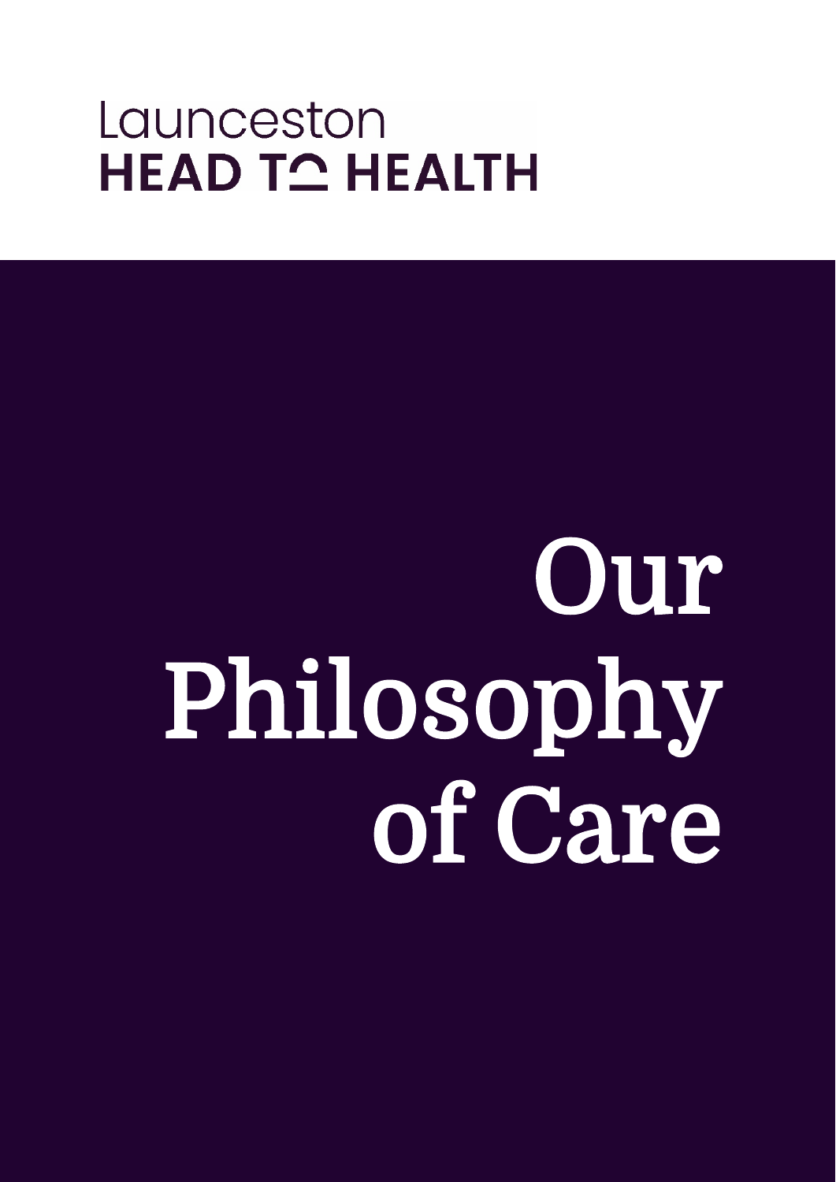Launceston
HEAD TO HEALTH

# Our Philosophy of Care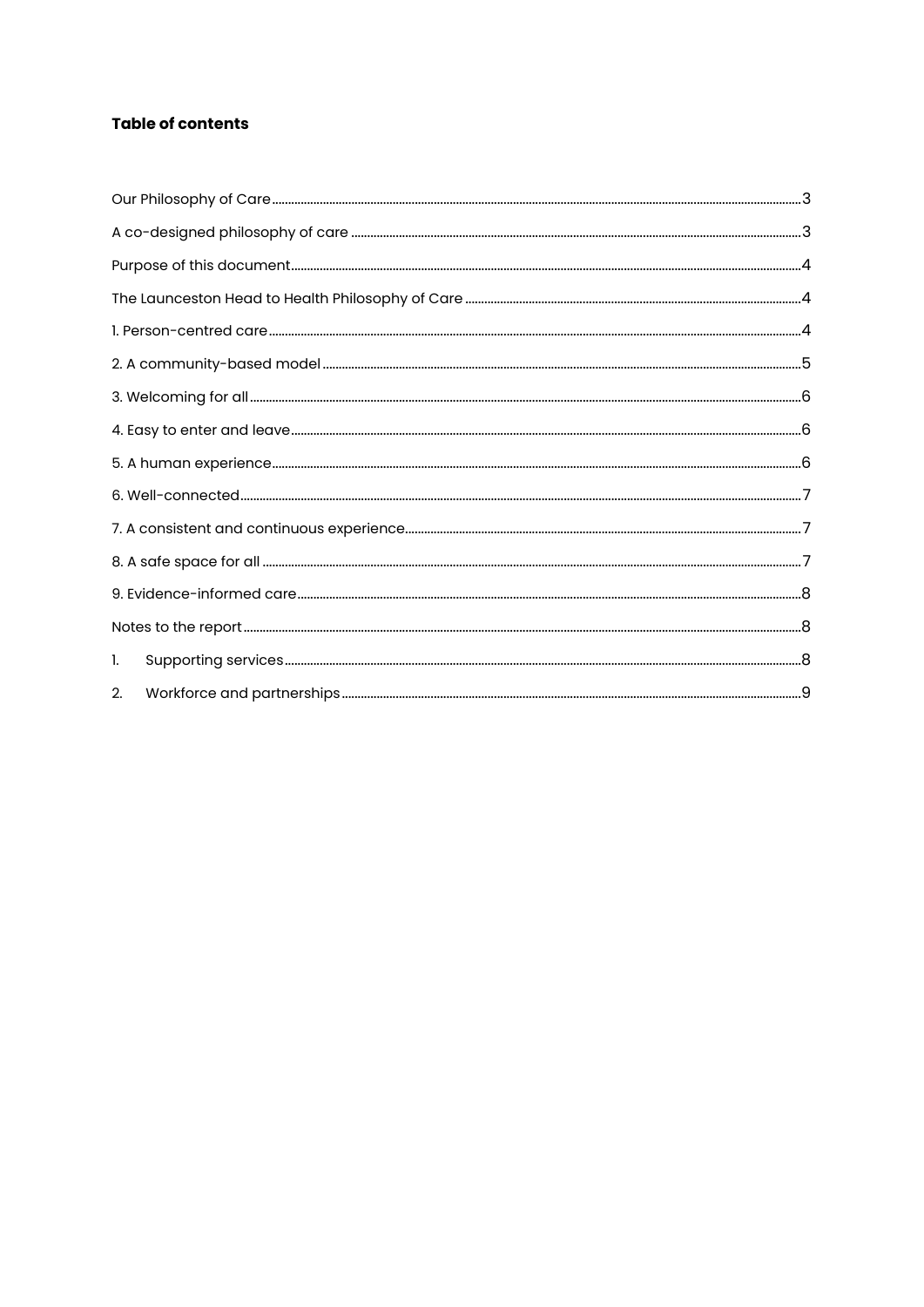**Table of contents**

Our Philosophy of Care ..... 3

A co-designed philosophy of care ..... 3

Purpose of this document ..... 4

The Launceston Head to Health Philosophy of Care ..... 4

1. Person-centred care ..... 4

2. A community-based model ..... 5

3. Welcoming for all ..... 6

4. Easy to enter and leave ..... 6

5. A human experience ..... 6

6. Well-connected ..... 7

7. A consistent and continuous experience ..... 7

8. A safe space for all ..... 7

9. Evidence-informed care ..... 8

Notes to the report ..... 8

1. Supporting services ..... 8

2. Workforce and partnerships ..... 9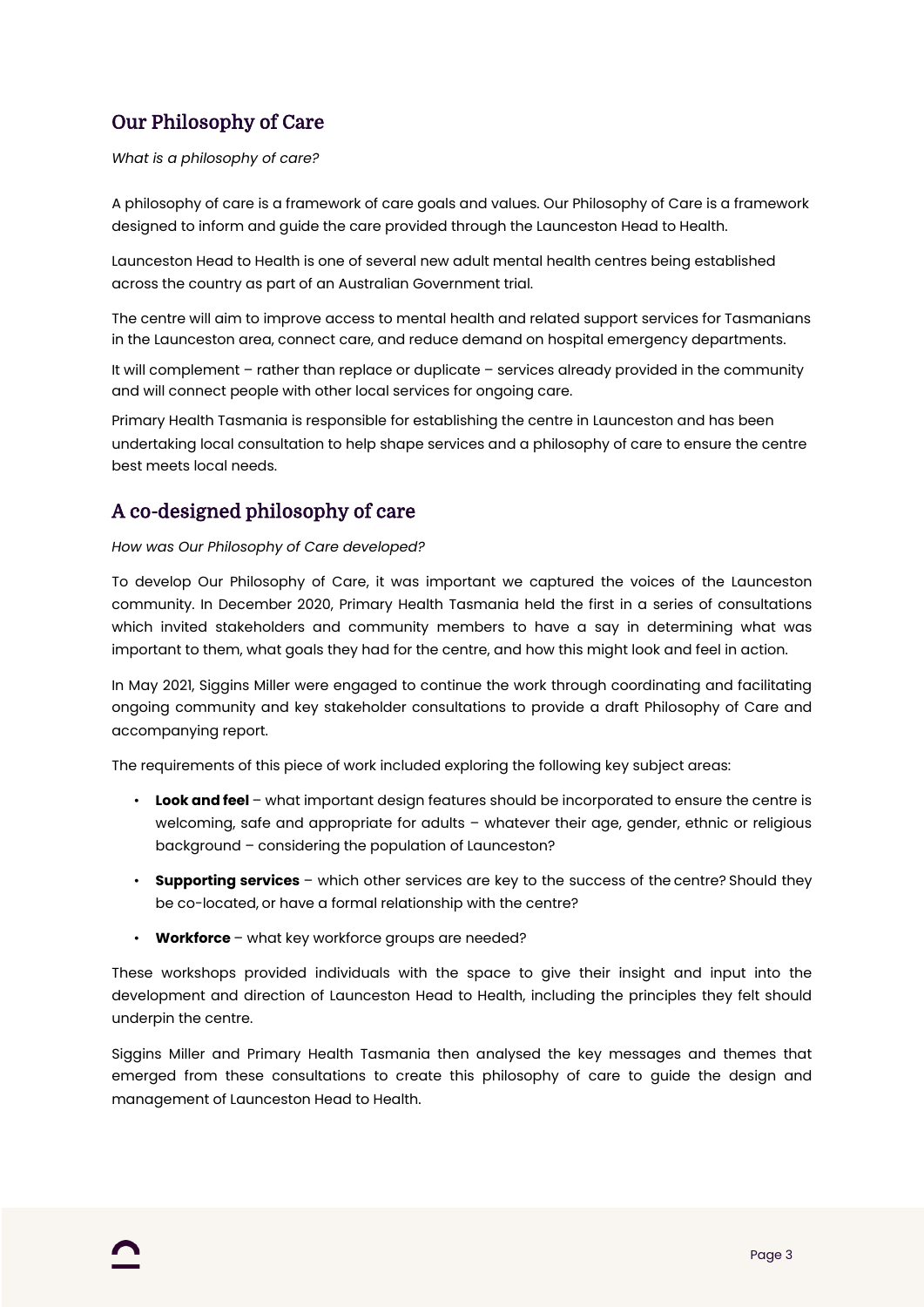## Our Philosophy of Care

*What is a philosophy of care?*

A philosophy of care is a framework of care goals and values. Our Philosophy of Care is a framework designed to inform and guide the care provided through the Launceston Head to Health.

Launceston Head to Health is one of several new adult mental health centres being established across the country as part of an Australian Government trial.

The centre will aim to improve access to mental health and related support services for Tasmanians in the Launceston area, connect care, and reduce demand on hospital emergency departments.

It will complement – rather than replace or duplicate – services already provided in the community and will connect people with other local services for ongoing care.

Primary Health Tasmania is responsible for establishing the centre in Launceston and has been undertaking local consultation to help shape services and a philosophy of care to ensure the centre best meets local needs.

## A co-designed philosophy of care

*How was Our Philosophy of Care developed?*

To develop Our Philosophy of Care, it was important we captured the voices of the Launceston community. In December 2020, Primary Health Tasmania held the first in a series of consultations which invited stakeholders and community members to have a say in determining what was important to them, what goals they had for the centre, and how this might look and feel in action.

In May 2021, Siggins Miller were engaged to continue the work through coordinating and facilitating ongoing community and key stakeholder consultations to provide a draft Philosophy of Care and accompanying report.

The requirements of this piece of work included exploring the following key subject areas:

- **Look and feel** – what important design features should be incorporated to ensure the centre is welcoming, safe and appropriate for adults – whatever their age, gender, ethnic or religious background – considering the population of Launceston?
- **Supporting services** – which other services are key to the success of the centre? Should they be co-located, or have a formal relationship with the centre?
- **Workforce** – what key workforce groups are needed?

These workshops provided individuals with the space to give their insight and input into the development and direction of Launceston Head to Health, including the principles they felt should underpin the centre.

Siggins Miller and Primary Health Tasmania then analysed the key messages and themes that emerged from these consultations to create this philosophy of care to guide the design and management of Launceston Head to Health.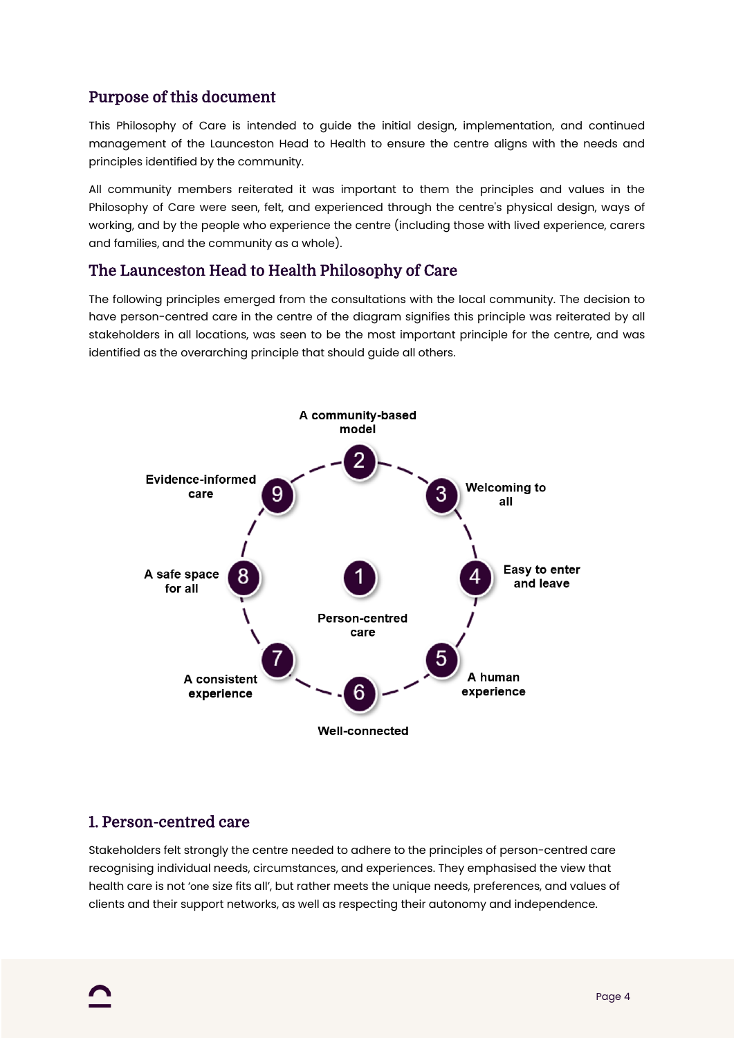## Purpose of this document

This Philosophy of Care is intended to guide the initial design, implementation, and continued management of the Launceston Head to Health to ensure the centre aligns with the needs and principles identified by the community.

All community members reiterated it was important to them the principles and values in the Philosophy of Care were seen, felt, and experienced through the centre's physical design, ways of working, and by the people who experience the centre (including those with lived experience, carers and families, and the community as a whole).

## The Launceston Head to Health Philosophy of Care

The following principles emerged from the consultations with the local community. The decision to have person-centred care in the centre of the diagram signifies this principle was reiterated by all stakeholders in all locations, was seen to be the most important principle for the centre, and was identified as the overarching principle that should guide all others.

1. Person-centred care
2. A community-based model
3. Welcoming to all
4. Easy to enter and leave
5. A human experience
6. Well-connected
7. A consistent experience
8. A safe space for all
9. Evidence-informed care

## 1. Person-centred care

Stakeholders felt strongly the centre needed to adhere to the principles of person-centred care recognising individual needs, circumstances, and experiences. They emphasised the view that health care is not 'one size fits all', but rather meets the unique needs, preferences, and values of clients and their support networks, as well as respecting their autonomy and independence.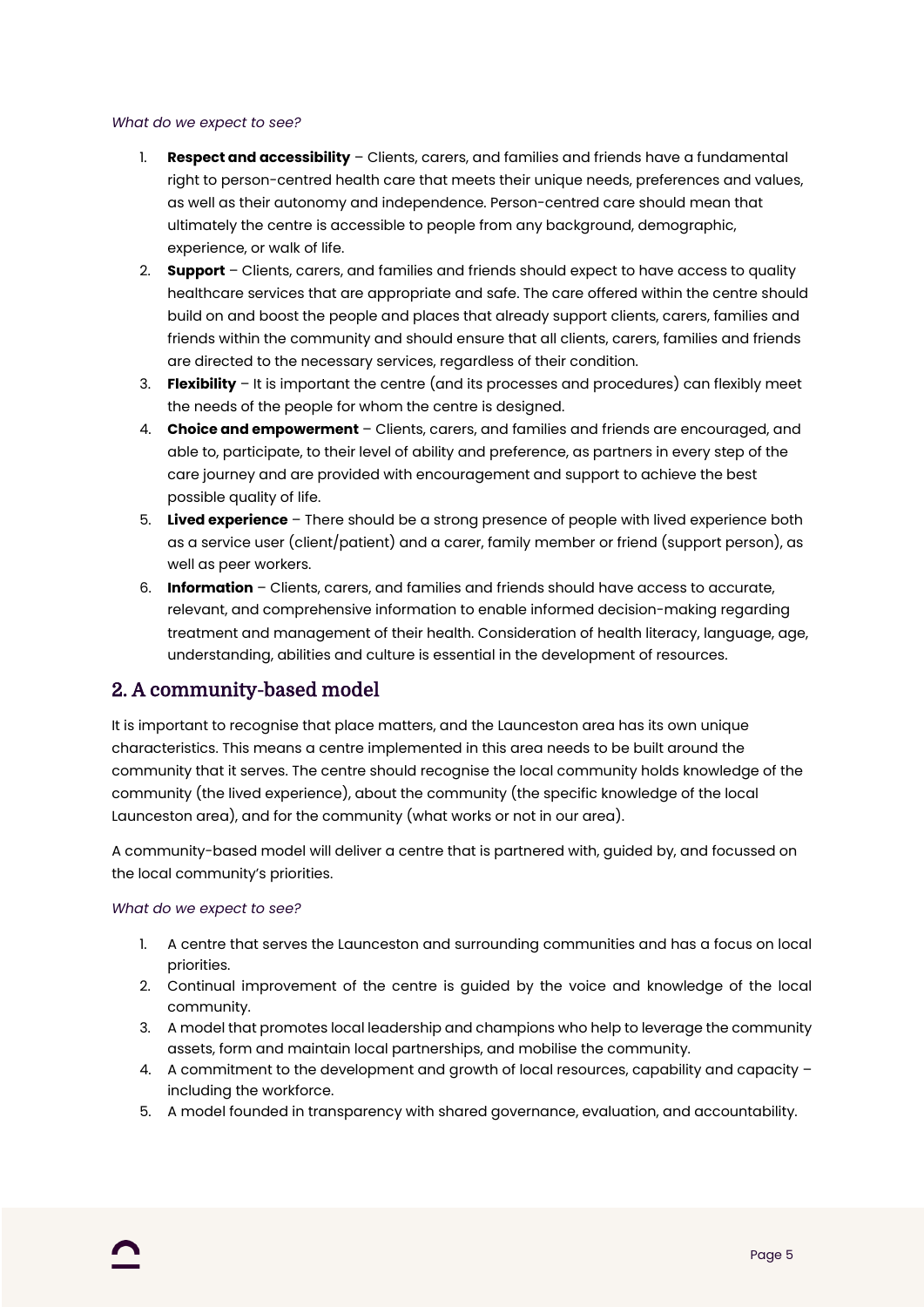*What do we expect to see?*

1. **Respect and accessibility** – Clients, carers, and families and friends have a fundamental right to person-centred health care that meets their unique needs, preferences and values, as well as their autonomy and independence. Person-centred care should mean that ultimately the centre is accessible to people from any background, demographic, experience, or walk of life.
2. **Support** – Clients, carers, and families and friends should expect to have access to quality healthcare services that are appropriate and safe. The care offered within the centre should build on and boost the people and places that already support clients, carers, families and friends within the community and should ensure that all clients, carers, families and friends are directed to the necessary services, regardless of their condition.
3. **Flexibility** – It is important the centre (and its processes and procedures) can flexibly meet the needs of the people for whom the centre is designed.
4. **Choice and empowerment** – Clients, carers, and families and friends are encouraged, and able to, participate, to their level of ability and preference, as partners in every step of the care journey and are provided with encouragement and support to achieve the best possible quality of life.
5. **Lived experience** – There should be a strong presence of people with lived experience both as a service user (client/patient) and a carer, family member or friend (support person), as well as peer workers.
6. **Information** – Clients, carers, and families and friends should have access to accurate, relevant, and comprehensive information to enable informed decision-making regarding treatment and management of their health. Consideration of health literacy, language, age, understanding, abilities and culture is essential in the development of resources.

## 2. A community-based model

It is important to recognise that place matters, and the Launceston area has its own unique characteristics. This means a centre implemented in this area needs to be built around the community that it serves. The centre should recognise the local community holds knowledge of the community (the lived experience), about the community (the specific knowledge of the local Launceston area), and for the community (what works or not in our area).

A community-based model will deliver a centre that is partnered with, guided by, and focussed on the local community's priorities.

*What do we expect to see?*

1. A centre that serves the Launceston and surrounding communities and has a focus on local priorities.
2. Continual improvement of the centre is guided by the voice and knowledge of the local community.
3. A model that promotes local leadership and champions who help to leverage the community assets, form and maintain local partnerships, and mobilise the community.
4. A commitment to the development and growth of local resources, capability and capacity – including the workforce.
5. A model founded in transparency with shared governance, evaluation, and accountability.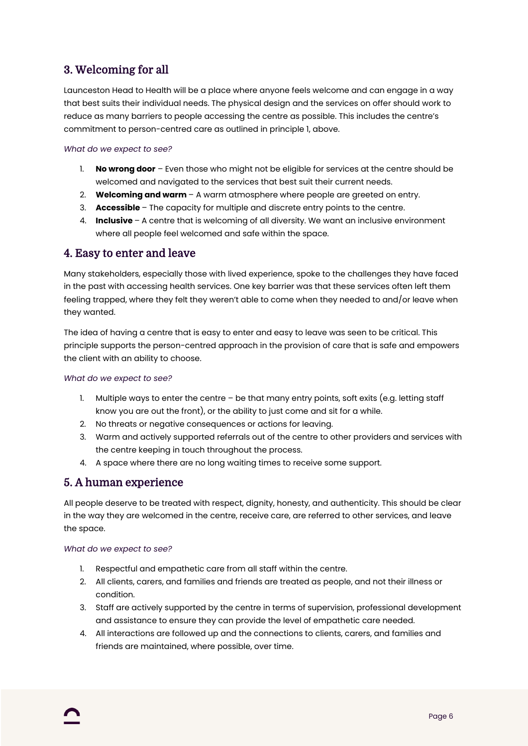## 3. Welcoming for all

Launceston Head to Health will be a place where anyone feels welcome and can engage in a way that best suits their individual needs. The physical design and the services on offer should work to reduce as many barriers to people accessing the centre as possible. This includes the centre's commitment to person-centred care as outlined in principle 1, above.

*What do we expect to see?*

1. **No wrong door** – Even those who might not be eligible for services at the centre should be welcomed and navigated to the services that best suit their current needs.
2. **Welcoming and warm** – A warm atmosphere where people are greeted on entry.
3. **Accessible** – The capacity for multiple and discrete entry points to the centre.
4. **Inclusive** – A centre that is welcoming of all diversity. We want an inclusive environment where all people feel welcomed and safe within the space.

## 4. Easy to enter and leave

Many stakeholders, especially those with lived experience, spoke to the challenges they have faced in the past with accessing health services. One key barrier was that these services often left them feeling trapped, where they felt they weren't able to come when they needed to and/or leave when they wanted.

The idea of having a centre that is easy to enter and easy to leave was seen to be critical. This principle supports the person-centred approach in the provision of care that is safe and empowers the client with an ability to choose.

*What do we expect to see?*

1. Multiple ways to enter the centre – be that many entry points, soft exits (e.g. letting staff know you are out the front), or the ability to just come and sit for a while.
2. No threats or negative consequences or actions for leaving.
3. Warm and actively supported referrals out of the centre to other providers and services with the centre keeping in touch throughout the process.
4. A space where there are no long waiting times to receive some support.

## 5. A human experience

All people deserve to be treated with respect, dignity, honesty, and authenticity. This should be clear in the way they are welcomed in the centre, receive care, are referred to other services, and leave the space.

*What do we expect to see?*

1. Respectful and empathetic care from all staff within the centre.
2. All clients, carers, and families and friends are treated as people, and not their illness or condition.
3. Staff are actively supported by the centre in terms of supervision, professional development and assistance to ensure they can provide the level of empathetic care needed.
4. All interactions are followed up and the connections to clients, carers, and families and friends are maintained, where possible, over time.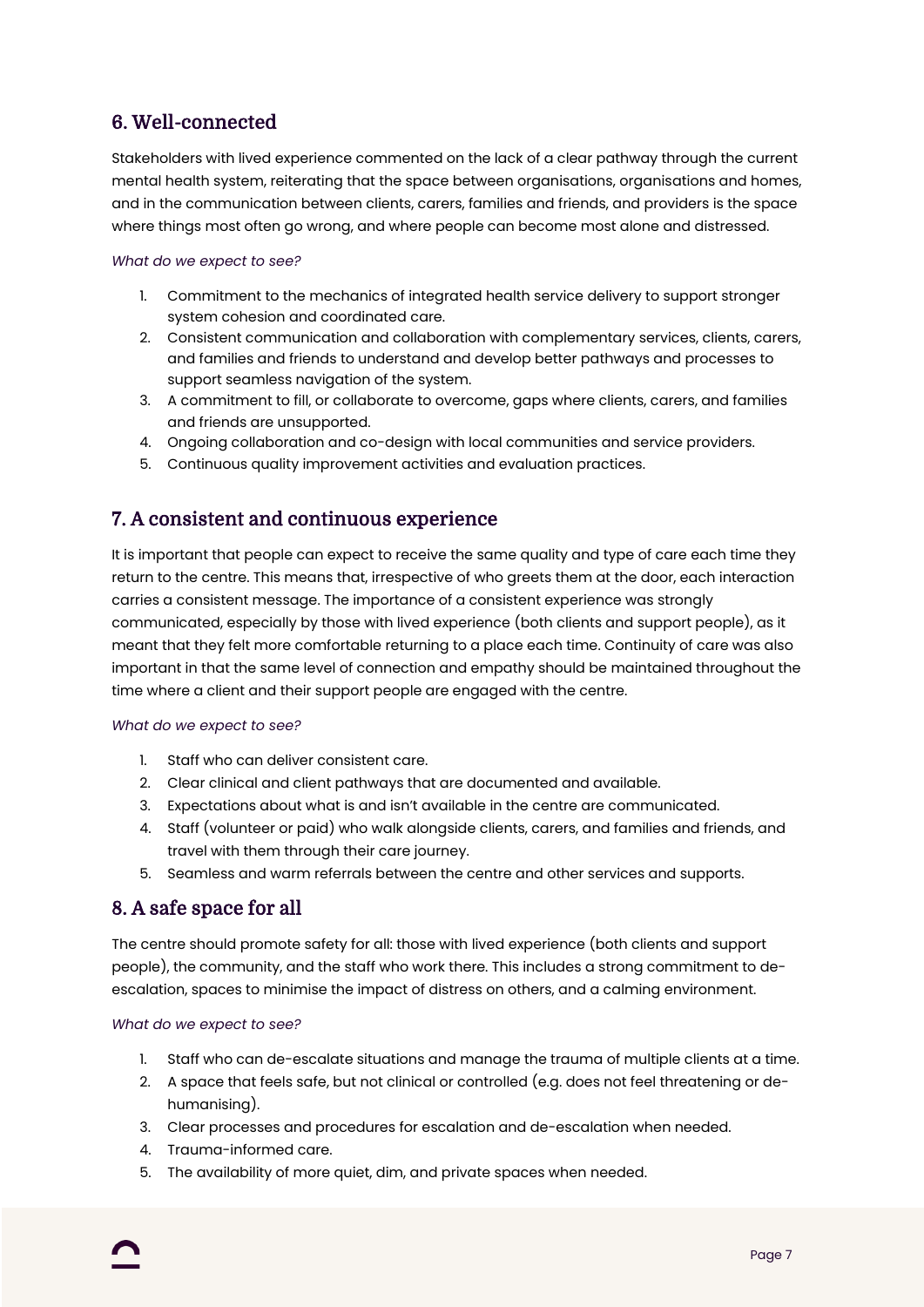## 6. Well-connected

Stakeholders with lived experience commented on the lack of a clear pathway through the current mental health system, reiterating that the space between organisations, organisations and homes, and in the communication between clients, carers, families and friends, and providers is the space where things most often go wrong, and where people can become most alone and distressed.

*What do we expect to see?*

1. Commitment to the mechanics of integrated health service delivery to support stronger system cohesion and coordinated care.
2. Consistent communication and collaboration with complementary services, clients, carers, and families and friends to understand and develop better pathways and processes to support seamless navigation of the system.
3. A commitment to fill, or collaborate to overcome, gaps where clients, carers, and families and friends are unsupported.
4. Ongoing collaboration and co-design with local communities and service providers.
5. Continuous quality improvement activities and evaluation practices.

## 7. A consistent and continuous experience

It is important that people can expect to receive the same quality and type of care each time they return to the centre. This means that, irrespective of who greets them at the door, each interaction carries a consistent message. The importance of a consistent experience was strongly communicated, especially by those with lived experience (both clients and support people), as it meant that they felt more comfortable returning to a place each time. Continuity of care was also important in that the same level of connection and empathy should be maintained throughout the time where a client and their support people are engaged with the centre.

*What do we expect to see?*

1. Staff who can deliver consistent care.
2. Clear clinical and client pathways that are documented and available.
3. Expectations about what is and isn't available in the centre are communicated.
4. Staff (volunteer or paid) who walk alongside clients, carers, and families and friends, and travel with them through their care journey.
5. Seamless and warm referrals between the centre and other services and supports.

## 8. A safe space for all

The centre should promote safety for all: those with lived experience (both clients and support people), the community, and the staff who work there. This includes a strong commitment to de-escalation, spaces to minimise the impact of distress on others, and a calming environment.

*What do we expect to see?*

1. Staff who can de-escalate situations and manage the trauma of multiple clients at a time.
2. A space that feels safe, but not clinical or controlled (e.g. does not feel threatening or de-humanising).
3. Clear processes and procedures for escalation and de-escalation when needed.
4. Trauma-informed care.
5. The availability of more quiet, dim, and private spaces when needed.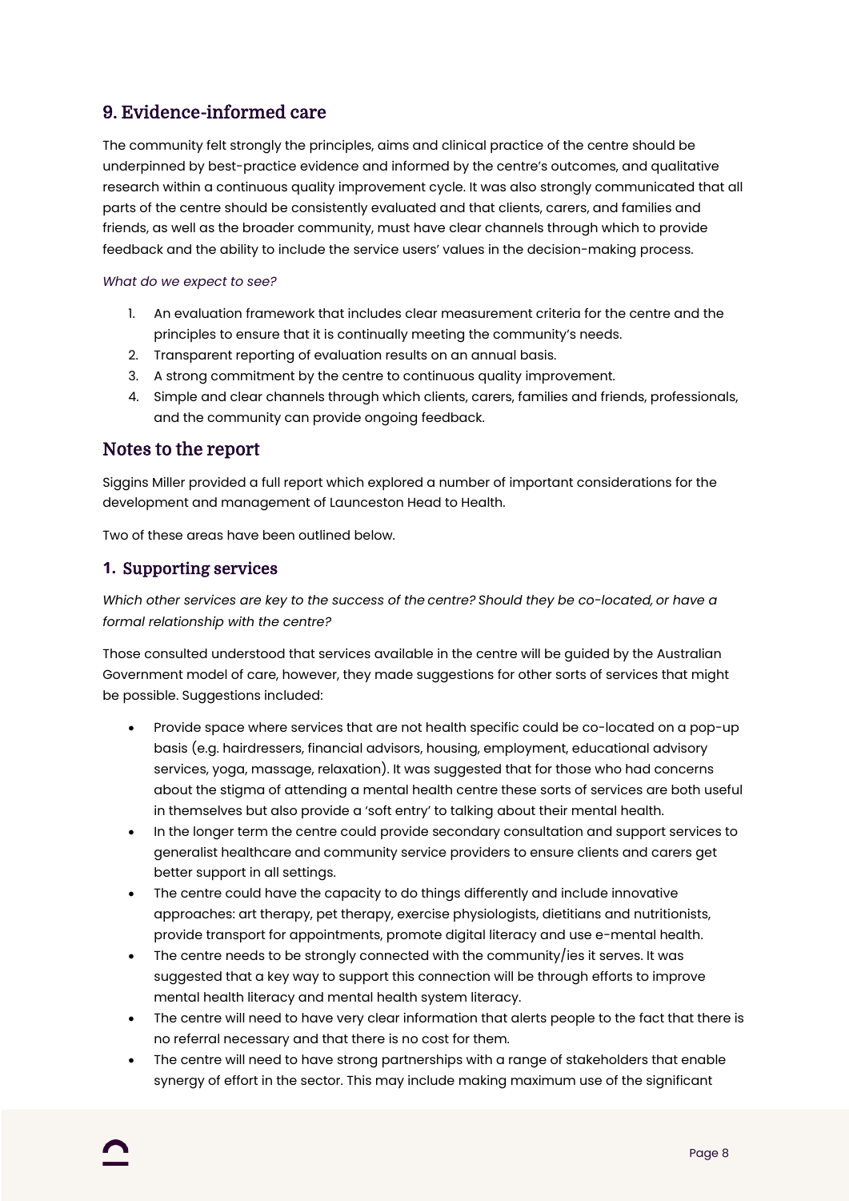## 9. Evidence-informed care

The community felt strongly the principles, aims and clinical practice of the centre should be underpinned by best-practice evidence and informed by the centre's outcomes, and qualitative research within a continuous quality improvement cycle. It was also strongly communicated that all parts of the centre should be consistently evaluated and that clients, carers, and families and friends, as well as the broader community, must have clear channels through which to provide feedback and the ability to include the service users' values in the decision-making process.

*What do we expect to see?*

1. An evaluation framework that includes clear measurement criteria for the centre and the principles to ensure that it is continually meeting the community's needs.
2. Transparent reporting of evaluation results on an annual basis.
3. A strong commitment by the centre to continuous quality improvement.
4. Simple and clear channels through which clients, carers, families and friends, professionals, and the community can provide ongoing feedback.

## Notes to the report

Siggins Miller provided a full report which explored a number of important considerations for the development and management of Launceston Head to Health.

Two of these areas have been outlined below.

### 1. Supporting services

*Which other services are key to the success of the centre? Should they be co-located, or have a formal relationship with the centre?*

Those consulted understood that services available in the centre will be guided by the Australian Government model of care, however, they made suggestions for other sorts of services that might be possible. Suggestions included:

- Provide space where services that are not health specific could be co-located on a pop-up basis (e.g. hairdressers, financial advisors, housing, employment, educational advisory services, yoga, massage, relaxation). It was suggested that for those who had concerns about the stigma of attending a mental health centre these sorts of services are both useful in themselves but also provide a 'soft entry' to talking about their mental health.
- In the longer term the centre could provide secondary consultation and support services to generalist healthcare and community service providers to ensure clients and carers get better support in all settings.
- The centre could have the capacity to do things differently and include innovative approaches: art therapy, pet therapy, exercise physiologists, dietitians and nutritionists, provide transport for appointments, promote digital literacy and use e-mental health.
- The centre needs to be strongly connected with the community/ies it serves. It was suggested that a key way to support this connection will be through efforts to improve mental health literacy and mental health system literacy.
- The centre will need to have very clear information that alerts people to the fact that there is no referral necessary and that there is no cost for them.
- The centre will need to have strong partnerships with a range of stakeholders that enable synergy of effort in the sector. This may include making maximum use of the significant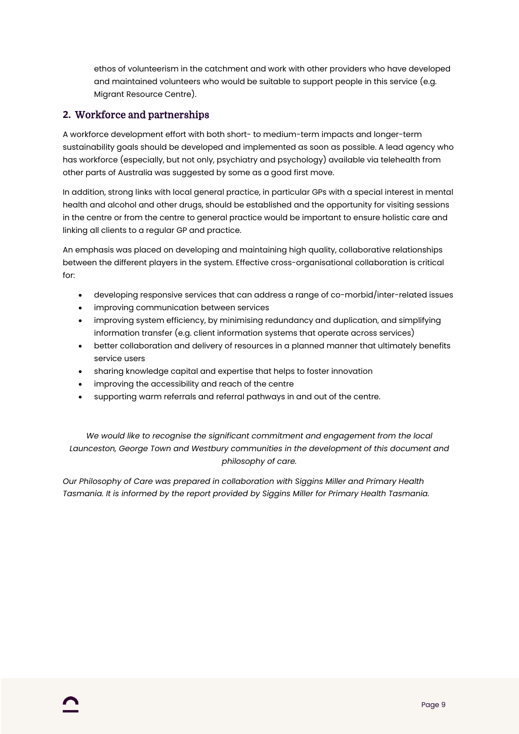ethos of volunteerism in the catchment and work with other providers who have developed and maintained volunteers who would be suitable to support people in this service (e.g. Migrant Resource Centre).

## 2. Workforce and partnerships

A workforce development effort with both short- to medium-term impacts and longer-term sustainability goals should be developed and implemented as soon as possible. A lead agency who has workforce (especially, but not only, psychiatry and psychology) available via telehealth from other parts of Australia was suggested by some as a good first move.

In addition, strong links with local general practice, in particular GPs with a special interest in mental health and alcohol and other drugs, should be established and the opportunity for visiting sessions in the centre or from the centre to general practice would be important to ensure holistic care and linking all clients to a regular GP and practice.

An emphasis was placed on developing and maintaining high quality, collaborative relationships between the different players in the system. Effective cross-organisational collaboration is critical for:

- developing responsive services that can address a range of co-morbid/inter-related issues
- improving communication between services
- improving system efficiency, by minimising redundancy and duplication, and simplifying information transfer (e.g. client information systems that operate across services)
- better collaboration and delivery of resources in a planned manner that ultimately benefits service users
- sharing knowledge capital and expertise that helps to foster innovation
- improving the accessibility and reach of the centre
- supporting warm referrals and referral pathways in and out of the centre.

*We would like to recognise the significant commitment and engagement from the local Launceston, George Town and Westbury communities in the development of this document and philosophy of care.*

*Our Philosophy of Care was prepared in collaboration with Siggins Miller and Primary Health Tasmania. It is informed by the report provided by Siggins Miller for Primary Health Tasmania.*